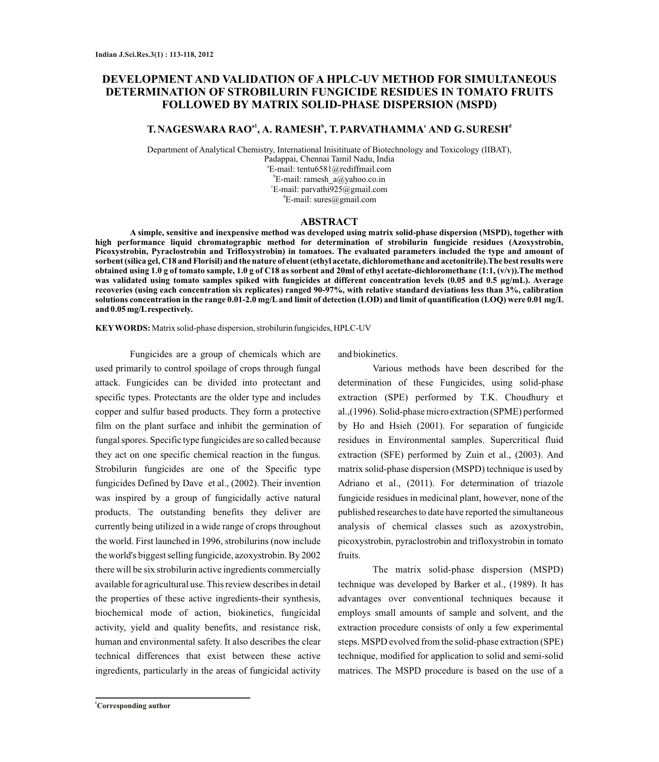# DEVELOPMENT AND VALIDATION OF A HPLC-UV METHOD FOR SIMULTANEOUS DETERMINATION OF STROBILURIN FUNGICIDE RESIDUES IN TOMATO FRUITS FOLLOWED BY MATRIX SOLID-PHASE DISPERSION (MSPD)

**T. NAGESWARA RAO[a1], A. RAMESH[b], T. PARVATHAMMA[c] AND G. SURESH[d]**

Department of Analytical Chemistry, International Inisitituate of Biotechnology and Toxicology (IIBAT), Padappai, Chennai Tamil Nadu, India

[a]E-mail: tentu6581@rediffmail.com

[b]E-mail: ramesh_a@yahoo.co.in

[c]E-mail: parvathi925@gmail.com

[d]E-mail: sures@gmail.com

## ABSTRACT

**A simple, sensitive and inexpensive method was developed using matrix solid-phase dispersion (MSPD), together with high performance liquid chromatographic method for determination of strobilurin fungicide residues (Azoxystrobin, Picoxystrobin, Pyraclostrobin and Trifloxystrobin) in tomatoes. The evaluated parameters included the type and amount of sorbent (silica gel, C18 and Florisil) and the nature of eluent (ethyl acetate, dichloromethane and acetonitrile).The best results were obtained using 1.0 g of tomato sample, 1.0 g of C18 as sorbent and 20ml of ethyl acetate-dichloromethane (1:1, (v/v)).The method was validated using tomato samples spiked with fungicides at different concentration levels (0.05 and 0.5 µg/mL). Average recoveries (using each concentration six replicates) ranged 90-97%, with relative standard deviations less than 3%, calibration solutions concentration in the range 0.01-2.0 mg/L and limit of detection (LOD) and limit of quantification (LOQ) were 0.01 mg/L and 0.05 mg/L respectively.**

**KEYWORDS:** Matrix solid-phase dispersion, strobilurin fungicides, HPLC-UV

Fungicides are a group of chemicals which are used primarily to control spoilage of crops through fungal attack. Fungicides can be divided into protectant and specific types. Protectants are the older type and includes copper and sulfur based products. They form a protective film on the plant surface and inhibit the germination of fungal spores. Specific type fungicides are so called because they act on one specific chemical reaction in the fungus. Strobilurin fungicides are one of the Specific type fungicides Defined by Dave et al., (2002). Their invention was inspired by a group of fungicidally active natural products. The outstanding benefits they deliver are currently being utilized in a wide range of crops throughout the world. First launched in 1996, strobilurins (now include the world's biggest selling fungicide, azoxystrobin. By 2002 there will be six strobilurin active ingredients commercially available for agricultural use. This review describes in detail the properties of these active ingredients-their synthesis, biochemical mode of action, biokinetics, fungicidal activity, yield and quality benefits, and resistance risk, human and environmental safety. It also describes the clear technical differences that exist between these active ingredients, particularly in the areas of fungicidal activity and biokinetics.

Various methods have been described for the determination of these Fungicides, using solid-phase extraction (SPE) performed by T.K. Choudhury et al.,(1996). Solid-phase micro extraction (SPME) performed by Ho and Hsieh (2001). For separation of fungicide residues in Environmental samples. Supercritical fluid extraction (SFE) performed by Zuin et al., (2003). And matrix solid-phase dispersion (MSPD) technique is used by Adriano et al., (2011). For determination of triazole fungicide residues in medicinal plant, however, none of the published researches to date have reported the simultaneous analysis of chemical classes such as azoxystrobin, picoxystrobin, pyraclostrobin and trifloxystrobin in tomato fruits.

The matrix solid-phase dispersion (MSPD) technique was developed by Barker et al., (1989). It has advantages over conventional techniques because it employs small amounts of sample and solvent, and the extraction procedure consists of only a few experimental steps. MSPD evolved from the solid-phase extraction (SPE) technique, modified for application to solid and semi-solid matrices. The MSPD procedure is based on the use of a

[1]Corresponding author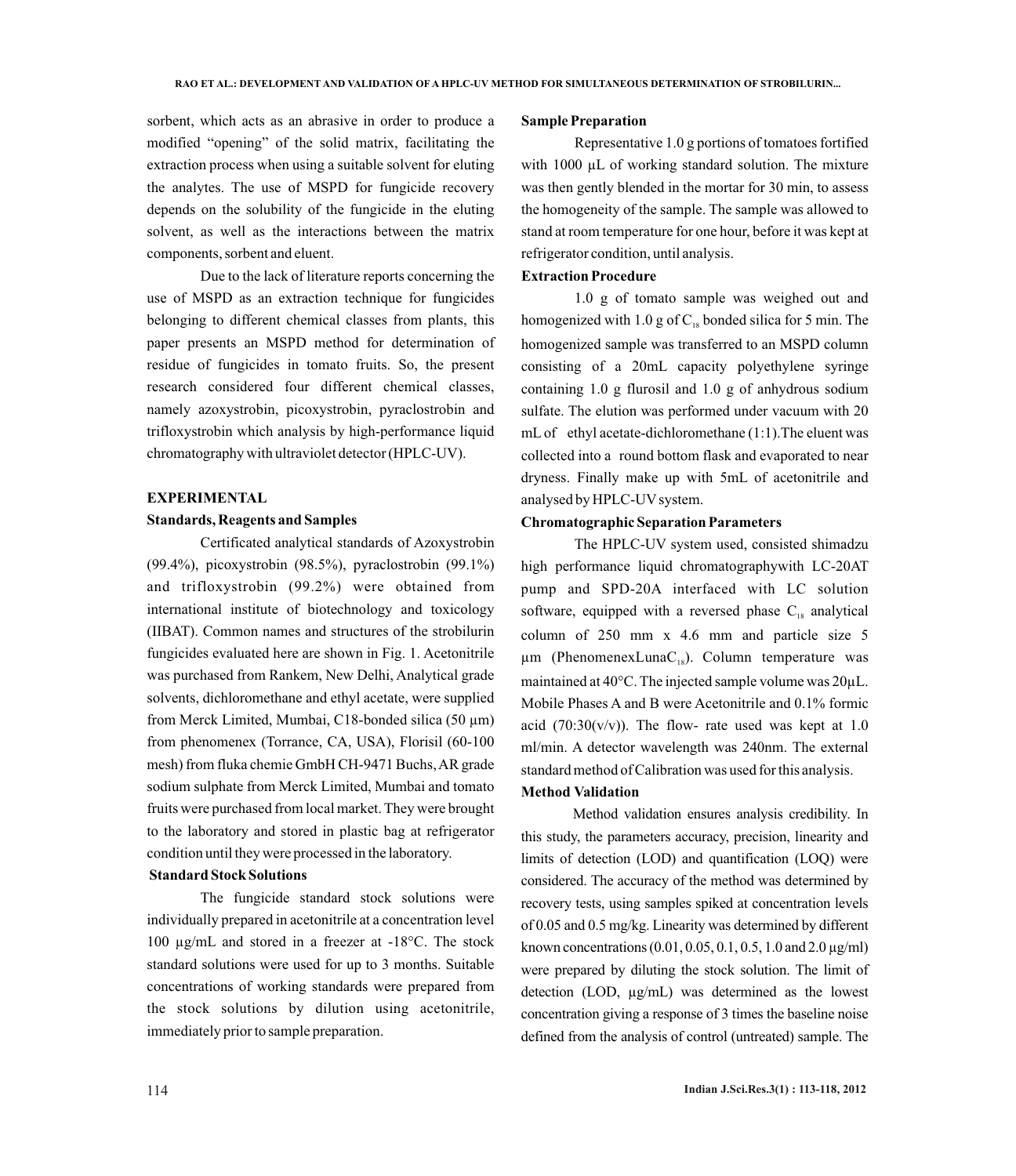sorbent, which acts as an abrasive in order to produce a modified "opening" of the solid matrix, facilitating the extraction process when using a suitable solvent for eluting the analytes. The use of MSPD for fungicide recovery depends on the solubility of the fungicide in the eluting solvent, as well as the interactions between the matrix components, sorbent and eluent.

Due to the lack of literature reports concerning the use of MSPD as an extraction technique for fungicides belonging to different chemical classes from plants, this paper presents an MSPD method for determination of residue of fungicides in tomato fruits. So, the present research considered four different chemical classes, namely azoxystrobin, picoxystrobin, pyraclostrobin and trifloxystrobin which analysis by high-performance liquid chromatography with ultraviolet detector (HPLC-UV).

## EXPERIMENTAL

### Standards, Reagents and Samples

Certificated analytical standards of Azoxystrobin (99.4%), picoxystrobin (98.5%), pyraclostrobin (99.1%) and trifloxystrobin (99.2%) were obtained from international institute of biotechnology and toxicology (IIBAT). Common names and structures of the strobilurin fungicides evaluated here are shown in Fig. 1. Acetonitrile was purchased from Rankem, New Delhi, Analytical grade solvents, dichloromethane and ethyl acetate, were supplied from Merck Limited, Mumbai, C18-bonded silica (50 µm) from phenomenex (Torrance, CA, USA), Florisil (60-100 mesh) from fluka chemie GmbH CH-9471 Buchs, AR grade sodium sulphate from Merck Limited, Mumbai and tomato fruits were purchased from local market. They were brought to the laboratory and stored in plastic bag at refrigerator condition until they were processed in the laboratory.

### Standard Stock Solutions

The fungicide standard stock solutions were individually prepared in acetonitrile at a concentration level 100 µg/mL and stored in a freezer at -18°C. The stock standard solutions were used for up to 3 months. Suitable concentrations of working standards were prepared from the stock solutions by dilution using acetonitrile, immediately prior to sample preparation.

### Sample Preparation

Representative 1.0 g portions of tomatoes fortified with 1000 µL of working standard solution. The mixture was then gently blended in the mortar for 30 min, to assess the homogeneity of the sample. The sample was allowed to stand at room temperature for one hour, before it was kept at refrigerator condition, until analysis.

### Extraction Procedure

1.0 g of tomato sample was weighed out and homogenized with 1.0 g of $C_{18}$ bonded silica for 5 min. The homogenized sample was transferred to an MSPD column consisting of a 20mL capacity polyethylene syringe containing 1.0 g flurosil and 1.0 g of anhydrous sodium sulfate. The elution was performed under vacuum with 20 mL of ethyl acetate-dichloromethane (1:1).The eluent was collected into a round bottom flask and evaporated to near dryness. Finally make up with 5mL of acetonitrile and analysed by HPLC-UV system.

### Chromatographic Separation Parameters

The HPLC-UV system used, consisted shimadzu high performance liquid chromatographywith LC-20AT pump and SPD-20A interfaced with LC solution software, equipped with a reversed phase $C_{18}$ analytical column of 250 mm x 4.6 mm and particle size 5 µm (PhenomenexLunaC$_{18}$). Column temperature was maintained at 40°C. The injected sample volume was 20µL. Mobile Phases A and B were Acetonitrile and 0.1% formic acid (70:30(v/v)). The flow- rate used was kept at 1.0 ml/min. A detector wavelength was 240nm. The external standard method of Calibration was used for this analysis.

### Method Validation

Method validation ensures analysis credibility. In this study, the parameters accuracy, precision, linearity and limits of detection (LOD) and quantification (LOQ) were considered. The accuracy of the method was determined by recovery tests, using samples spiked at concentration levels of 0.05 and 0.5 mg/kg. Linearity was determined by different known concentrations (0.01, 0.05, 0.1, 0.5, 1.0 and 2.0 µg/ml) were prepared by diluting the stock solution. The limit of detection (LOD, µg/mL) was determined as the lowest concentration giving a response of 3 times the baseline noise defined from the analysis of control (untreated) sample. The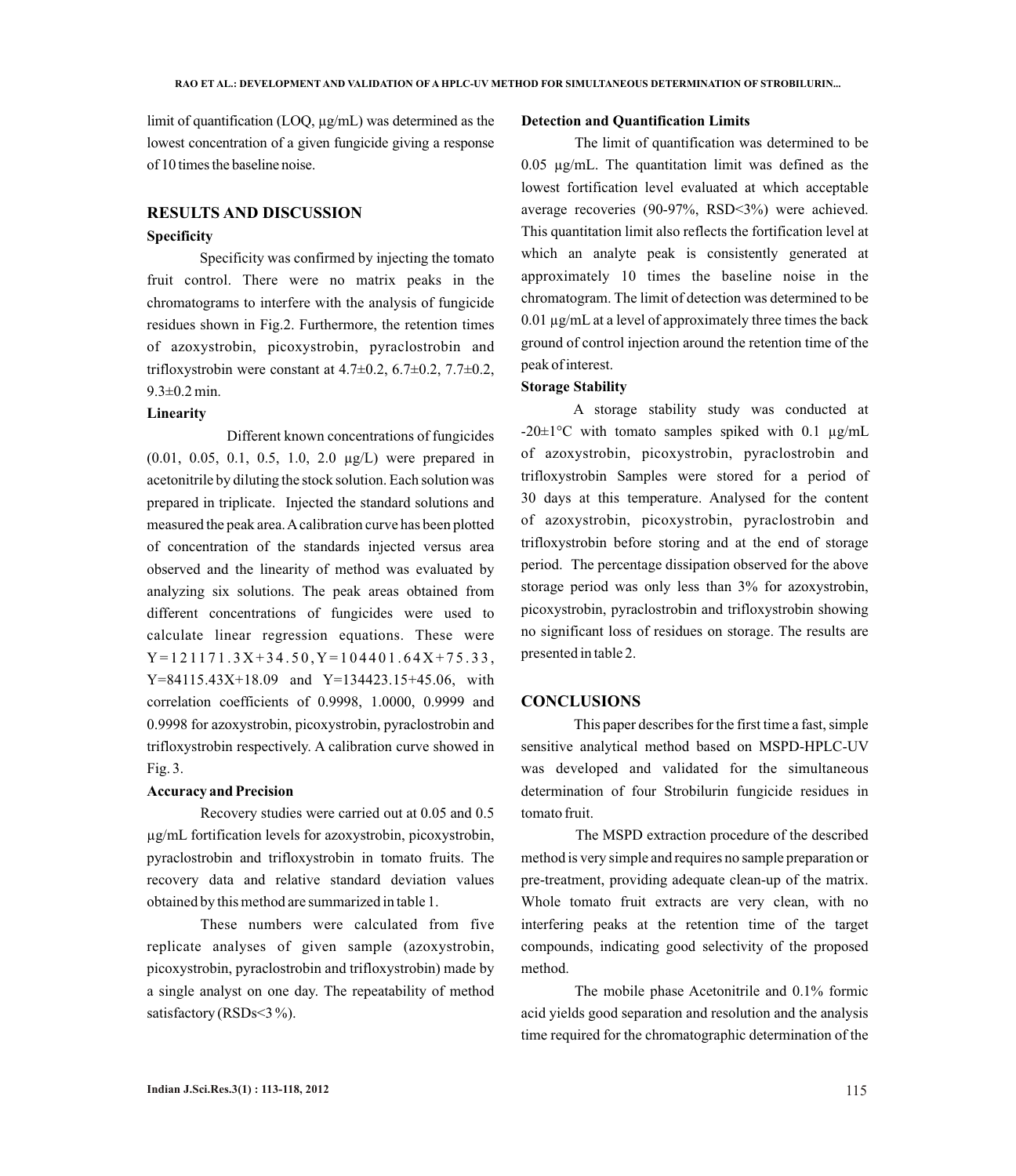limit of quantification (LOQ, µg/mL) was determined as the lowest concentration of a given fungicide giving a response of 10 times the baseline noise.

## RESULTS AND DISCUSSION

### Specificity

Specificity was confirmed by injecting the tomato fruit control. There were no matrix peaks in the chromatograms to interfere with the analysis of fungicide residues shown in Fig.2. Furthermore, the retention times of azoxystrobin, picoxystrobin, pyraclostrobin and trifloxystrobin were constant at 4.7±0.2, 6.7±0.2, 7.7±0.2, 9.3±0.2 min.

### Linearity

Different known concentrations of fungicides (0.01, 0.05, 0.1, 0.5, 1.0, 2.0 µg/L) were prepared in acetonitrile by diluting the stock solution. Each solution was prepared in triplicate. Injected the standard solutions and measured the peak area. A calibration curve has been plotted of concentration of the standards injected versus area observed and the linearity of method was evaluated by analyzing six solutions. The peak areas obtained from different concentrations of fungicides were used to calculate linear regression equations. These were $Y=121171.3X+34.50$, $Y=104401.64X+75.33$, $Y=84115.43X+18.09$ and $Y=134423.15+45.06$, with correlation coefficients of 0.9998, 1.0000, 0.9999 and 0.9998 for azoxystrobin, picoxystrobin, pyraclostrobin and trifloxystrobin respectively. A calibration curve showed in Fig. 3.

### Accuracy and Precision

Recovery studies were carried out at 0.05 and 0.5 µg/mL fortification levels for azoxystrobin, picoxystrobin, pyraclostrobin and trifloxystrobin in tomato fruits. The recovery data and relative standard deviation values obtained by this method are summarized in table 1.

These numbers were calculated from five replicate analyses of given sample (azoxystrobin, picoxystrobin, pyraclostrobin and trifloxystrobin) made by a single analyst on one day. The repeatability of method satisfactory (RSDs<3 %).

### Detection and Quantification Limits

The limit of quantification was determined to be 0.05 µg/mL. The quantitation limit was defined as the lowest fortification level evaluated at which acceptable average recoveries (90-97%, RSD<3%) were achieved. This quantitation limit also reflects the fortification level at which an analyte peak is consistently generated at approximately 10 times the baseline noise in the chromatogram. The limit of detection was determined to be 0.01 µg/mL at a level of approximately three times the back ground of control injection around the retention time of the peak of interest.

### Storage Stability

A storage stability study was conducted at -20±1°C with tomato samples spiked with 0.1 µg/mL of azoxystrobin, picoxystrobin, pyraclostrobin and trifloxystrobin Samples were stored for a period of 30 days at this temperature. Analysed for the content of azoxystrobin, picoxystrobin, pyraclostrobin and trifloxystrobin before storing and at the end of storage period. The percentage dissipation observed for the above storage period was only less than 3% for azoxystrobin, picoxystrobin, pyraclostrobin and trifloxystrobin showing no significant loss of residues on storage. The results are presented in table 2.

## CONCLUSIONS

This paper describes for the first time a fast, simple sensitive analytical method based on MSPD-HPLC-UV was developed and validated for the simultaneous determination of four Strobilurin fungicide residues in tomato fruit.

The MSPD extraction procedure of the described method is very simple and requires no sample preparation or pre-treatment, providing adequate clean-up of the matrix. Whole tomato fruit extracts are very clean, with no interfering peaks at the retention time of the target compounds, indicating good selectivity of the proposed method.

The mobile phase Acetonitrile and 0.1% formic acid yields good separation and resolution and the analysis time required for the chromatographic determination of the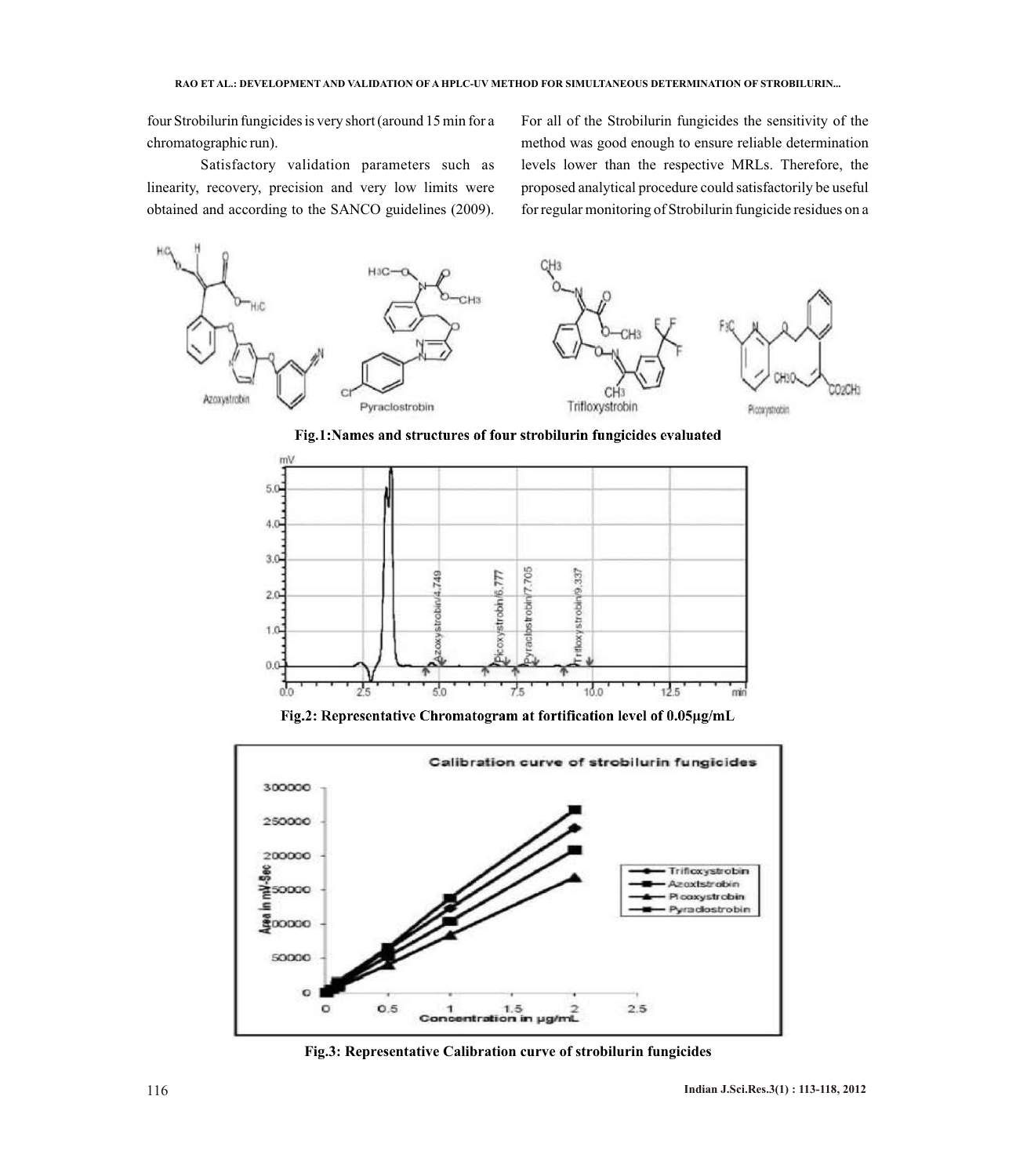four Strobilurin fungicides is very short (around 15 min for a chromatographic run).

Satisfactory validation parameters such as linearity, recovery, precision and very low limits were obtained and according to the SANCO guidelines (2009). For all of the Strobilurin fungicides the sensitivity of the method was good enough to ensure reliable determination levels lower than the respective MRLs. Therefore, the proposed analytical procedure could satisfactorily be useful for regular monitoring of Strobilurin fungicide residues on a

**Fig.1: Names and structures of four strobilurin fungicides evaluated**

**Fig.2: Representative Chromatogram at fortification level of 0.05µg/mL**

**Fig.3: Representative Calibration curve of strobilurin fungicides**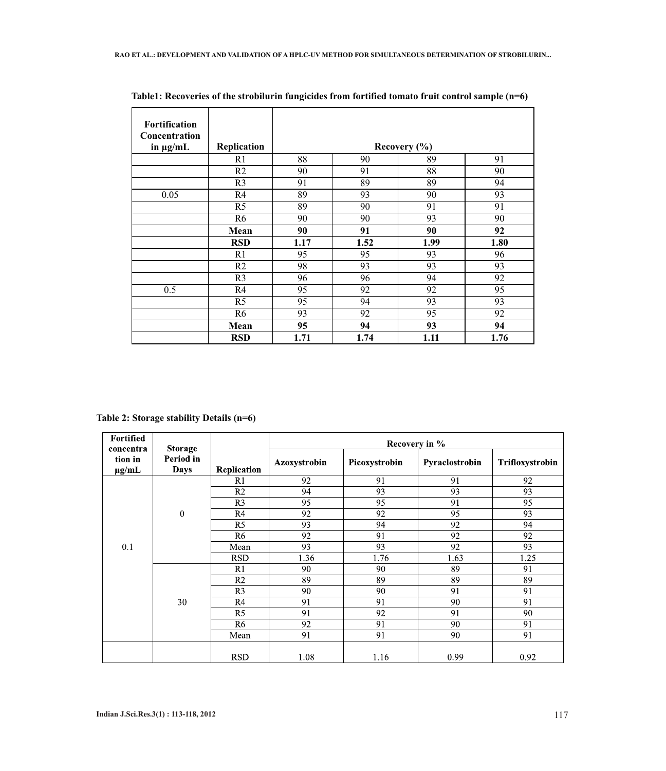**Table1: Recoveries of the strobilurin fungicides from fortified tomato fruit control sample (n=6)**

| Fortification Concentration in μg/mL | Replication | Recovery (%) | | | |
|---|---|---|---|---|---|
| | R1 | 88 | 90 | 89 | 91 |
| | R2 | 90 | 91 | 88 | 90 |
| | R3 | 91 | 89 | 89 | 94 |
| 0.05 | R4 | 89 | 93 | 90 | 93 |
| | R5 | 89 | 90 | 91 | 91 |
| | R6 | 90 | 90 | 93 | 90 |
| | **Mean** | **90** | **91** | **90** | **92** |
| | **RSD** | **1.17** | **1.52** | **1.99** | **1.80** |
| | R1 | 95 | 95 | 93 | 96 |
| | R2 | 98 | 93 | 93 | 93 |
| | R3 | 96 | 96 | 94 | 92 |
| 0.5 | R4 | 95 | 92 | 92 | 95 |
| | R5 | 95 | 94 | 93 | 93 |
| | R6 | 93 | 92 | 95 | 92 |
| | **Mean** | **95** | **94** | **93** | **94** |
| | **RSD** | **1.71** | **1.74** | **1.11** | **1.76** |

**Table 2: Storage stability Details (n=6)**

| Fortified concentration in μg/mL | Storage Period in Days | Replication | Recovery in % | | | |
|---|---|---|---|---|---|---|
| | | | Azoxystrobin | Picoxystrobin | Pyraclostrobin | Trifloxystrobin |
| 0.1 | 0 | R1 | 92 | 91 | 91 | 92 |
| | | R2 | 94 | 93 | 93 | 93 |
| | | R3 | 95 | 95 | 91 | 95 |
| | | R4 | 92 | 92 | 95 | 93 |
| | | R5 | 93 | 94 | 92 | 94 |
| | | R6 | 92 | 91 | 92 | 92 |
| | | Mean | 93 | 93 | 92 | 93 |
| | | RSD | 1.36 | 1.76 | 1.63 | 1.25 |
| | 30 | R1 | 90 | 90 | 89 | 91 |
| | | R2 | 89 | 89 | 89 | 89 |
| | | R3 | 90 | 90 | 91 | 91 |
| | | R4 | 91 | 91 | 90 | 91 |
| | | R5 | 91 | 92 | 91 | 90 |
| | | R6 | 92 | 91 | 90 | 91 |
| | | Mean | 91 | 91 | 90 | 91 |
| | | RSD | 1.08 | 1.16 | 0.99 | 0.92 |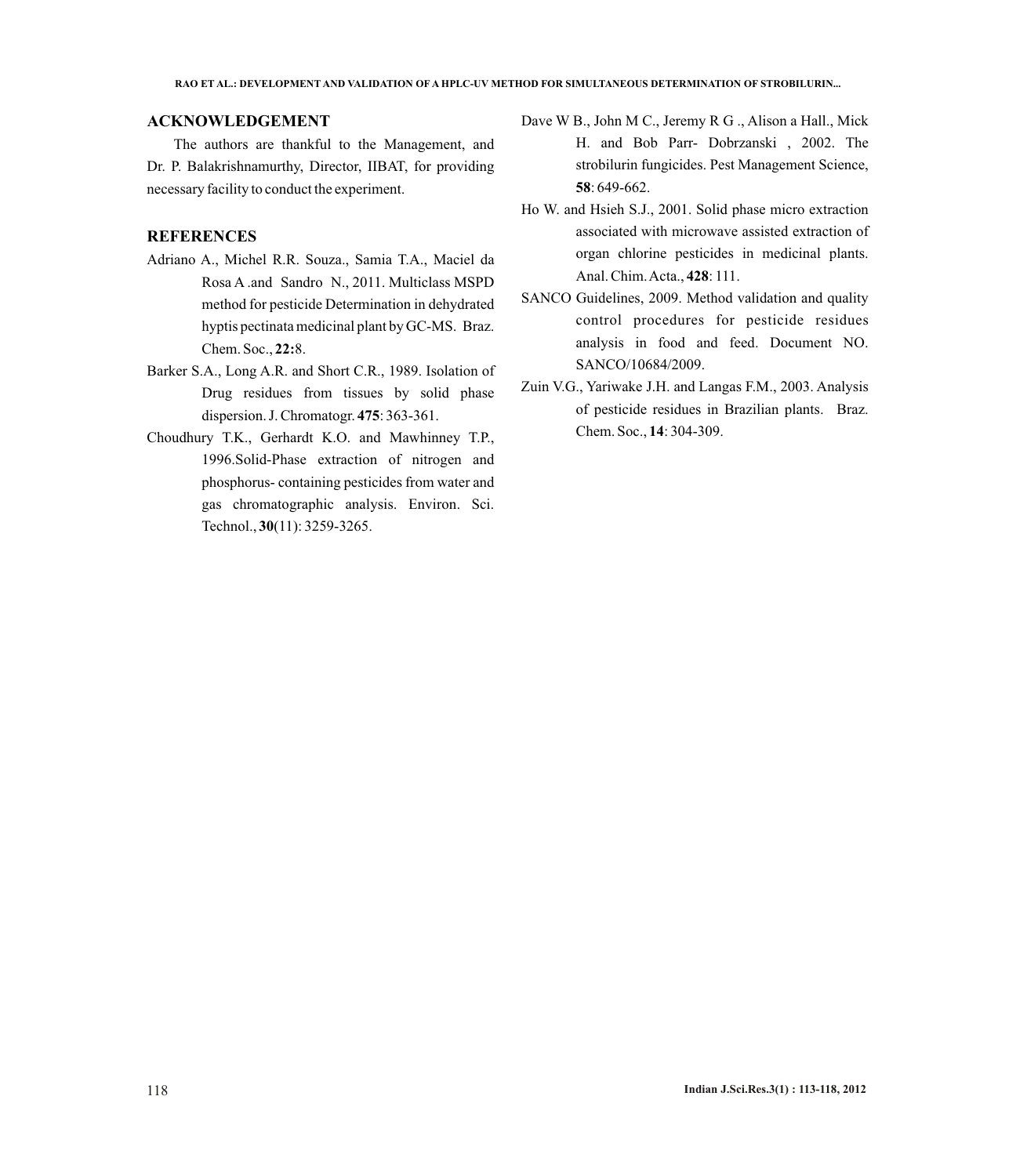## ACKNOWLEDGEMENT

The authors are thankful to the Management, and Dr. P. Balakrishnamurthy, Director, IIBAT, for providing necessary facility to conduct the experiment.

## REFERENCES

Adriano A., Michel R.R. Souza., Samia T.A., Maciel da Rosa A .and Sandro N., 2011. Multiclass MSPD method for pesticide Determination in dehydrated hyptis pectinata medicinal plant by GC-MS. Braz. Chem. Soc., **22:**8.

Barker S.A., Long A.R. and Short C.R., 1989. Isolation of Drug residues from tissues by solid phase dispersion. J. Chromatogr. **475**: 363-361.

Choudhury T.K., Gerhardt K.O. and Mawhinney T.P., 1996.Solid-Phase extraction of nitrogen and phosphorus- containing pesticides from water and gas chromatographic analysis. Environ. Sci. Technol., **30**(11): 3259-3265.

Dave W B., John M C., Jeremy R G ., Alison a Hall., Mick H. and Bob Parr- Dobrzanski , 2002. The strobilurin fungicides. Pest Management Science, **58**: 649-662.

Ho W. and Hsieh S.J., 2001. Solid phase micro extraction associated with microwave assisted extraction of organ chlorine pesticides in medicinal plants. Anal. Chim. Acta., **428**: 111.

SANCO Guidelines, 2009. Method validation and quality control procedures for pesticide residues analysis in food and feed. Document NO. SANCO/10684/2009.

Zuin V.G., Yariwake J.H. and Langas F.M., 2003. Analysis of pesticide residues in Brazilian plants. Braz. Chem. Soc., **14**: 304-309.